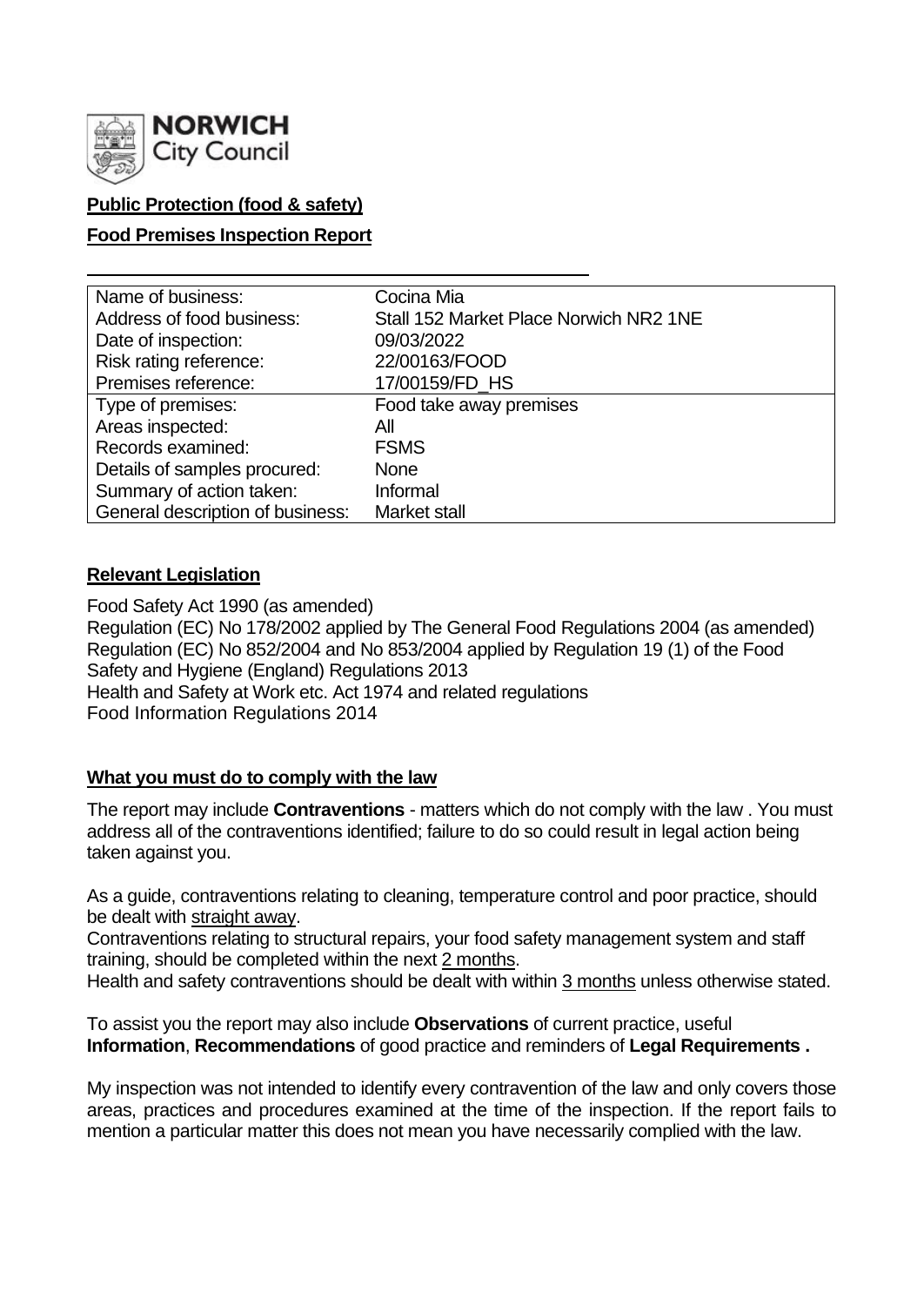NORWICH City Council

**Public Protection (food & safety)**

**Food Premises Inspection Report**

| Name of business: | Cocina Mia |
|---|---|
| Address of food business: | Stall 152 Market Place Norwich NR2 1NE |
| Date of inspection: | 09/03/2022 |
| Risk rating reference: | 22/00163/FOOD |
| Premises reference: | 17/00159/FD_HS |
| Type of premises: | Food take away premises |
| Areas inspected: | All |
| Records examined: | FSMS |
| Details of samples procured: | None |
| Summary of action taken: | Informal |
| General description of business: | Market stall |

## Relevant Legislation

Food Safety Act 1990 (as amended)
Regulation (EC) No 178/2002 applied by The General Food Regulations 2004 (as amended)
Regulation (EC) No 852/2004 and No 853/2004 applied by Regulation 19 (1) of the Food Safety and Hygiene (England) Regulations 2013
Health and Safety at Work etc. Act 1974 and related regulations
Food Information Regulations 2014

## What you must do to comply with the law

The report may include **Contraventions** - matters which do not comply with the law . You must address all of the contraventions identified; failure to do so could result in legal action being taken against you.

As a guide, contraventions relating to cleaning, temperature control and poor practice, should be dealt with straight away.
Contraventions relating to structural repairs, your food safety management system and staff training, should be completed within the next 2 months.
Health and safety contraventions should be dealt with within 3 months unless otherwise stated.

To assist you the report may also include **Observations** of current practice, useful **Information**, **Recommendations** of good practice and reminders of **Legal Requirements .**

My inspection was not intended to identify every contravention of the law and only covers those areas, practices and procedures examined at the time of the inspection. If the report fails to mention a particular matter this does not mean you have necessarily complied with the law.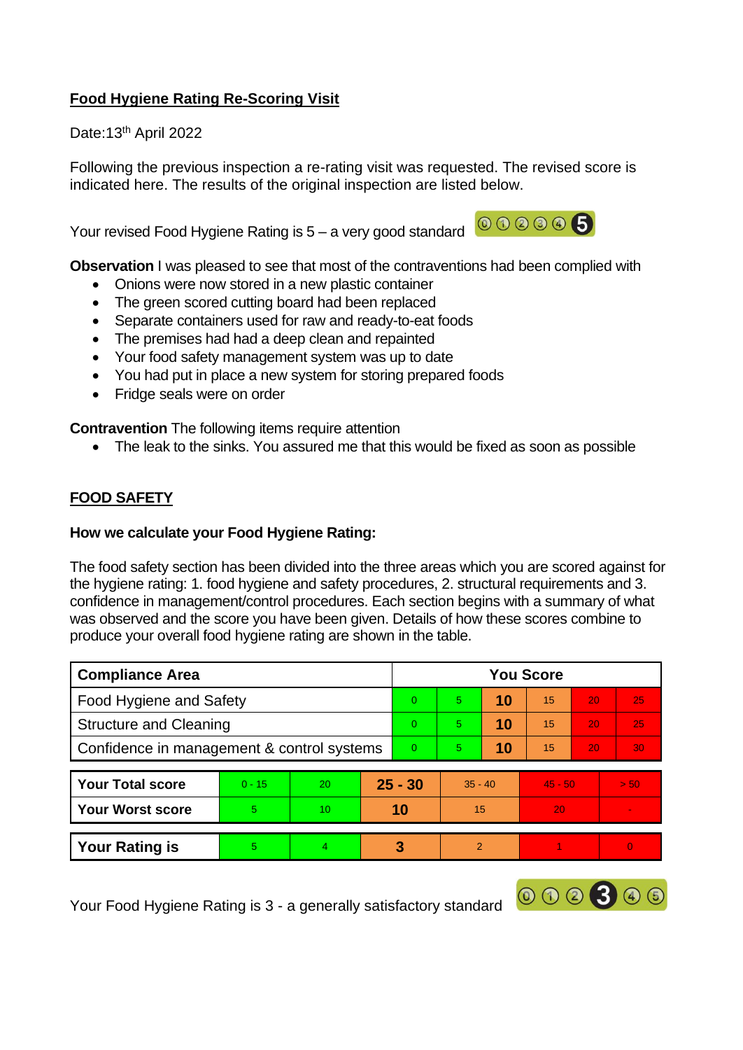**Food Hygiene Rating Re-Scoring Visit**

Date:13th April 2022

Following the previous inspection a re-rating visit was requested. The revised score is indicated here. The results of the original inspection are listed below.

Your revised Food Hygiene Rating is 5 – a very good standard

**Observation** I was pleased to see that most of the contraventions had been complied with

- Onions were now stored in a new plastic container
- The green scored cutting board had been replaced
- Separate containers used for raw and ready-to-eat foods
- The premises had had a deep clean and repainted
- Your food safety management system was up to date
- You had put in place a new system for storing prepared foods
- Fridge seals were on order

**Contravention** The following items require attention

- The leak to the sinks. You assured me that this would be fixed as soon as possible

**FOOD SAFETY**

**How we calculate your Food Hygiene Rating:**

The food safety section has been divided into the three areas which you are scored against for the hygiene rating: 1. food hygiene and safety procedures, 2. structural requirements and 3. confidence in management/control procedures. Each section begins with a summary of what was observed and the score you have given. Details of how these scores combine to produce your overall food hygiene rating are shown in the table.

| Compliance Area | You Score | | | | | |
|---|---|---|---|---|---|---|
| Food Hygiene and Safety | 0 | 5 | **10** | 15 | 20 | 25 |
| Structure and Cleaning | 0 | 5 | **10** | 15 | 20 | 25 |
| Confidence in management & control systems | 0 | 5 | **10** | 15 | 20 | 30 |

| | | | | | | |
|---|---|---|---|---|---|---|
| **Your Total score** | 0 - 15 | 20 | **25 - 30** | 35 - 40 | 45 - 50 | > 50 |
| **Your Worst score** | 5 | 10 | **10** | 15 | 20 | - |
| **Your Rating is** | 5 | 4 | **3** | 2 | 1 | 0 |

Your Food Hygiene Rating is 3 - a generally satisfactory standard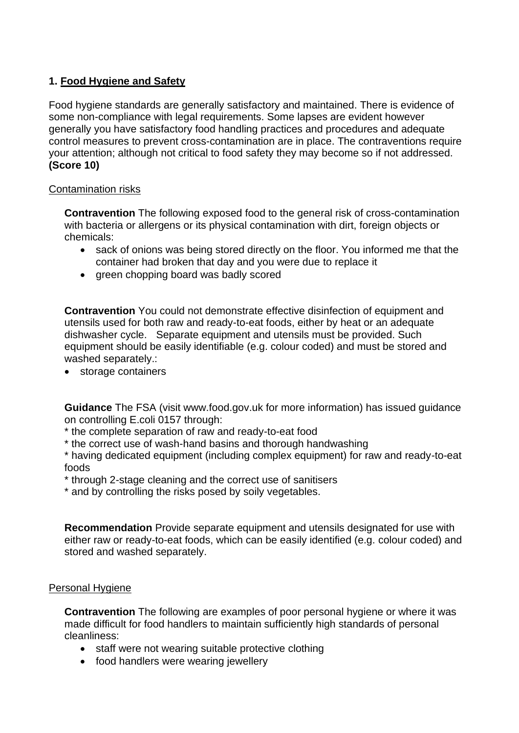## 1. Food Hygiene and Safety

Food hygiene standards are generally satisfactory and maintained. There is evidence of some non-compliance with legal requirements. Some lapses are evident however generally you have satisfactory food handling practices and procedures and adequate control measures to prevent cross-contamination are in place. The contraventions require your attention; although not critical to food safety they may become so if not addressed. **(Score 10)**

Contamination risks

**Contravention** The following exposed food to the general risk of cross-contamination with bacteria or allergens or its physical contamination with dirt, foreign objects or chemicals:

- sack of onions was being stored directly on the floor. You informed me that the container had broken that day and you were due to replace it
- green chopping board was badly scored

**Contravention** You could not demonstrate effective disinfection of equipment and utensils used for both raw and ready-to-eat foods, either by heat or an adequate dishwasher cycle. Separate equipment and utensils must be provided. Such equipment should be easily identifiable (e.g. colour coded) and must be stored and washed separately.:

- storage containers

**Guidance** The FSA (visit www.food.gov.uk for more information) has issued guidance on controlling E.coli 0157 through:
* the complete separation of raw and ready-to-eat food
* the correct use of wash-hand basins and thorough handwashing
* having dedicated equipment (including complex equipment) for raw and ready-to-eat foods
* through 2-stage cleaning and the correct use of sanitisers
* and by controlling the risks posed by soily vegetables.

**Recommendation** Provide separate equipment and utensils designated for use with either raw or ready-to-eat foods, which can be easily identified (e.g. colour coded) and stored and washed separately.

Personal Hygiene

**Contravention** The following are examples of poor personal hygiene or where it was made difficult for food handlers to maintain sufficiently high standards of personal cleanliness:

- staff were not wearing suitable protective clothing
- food handlers were wearing jewellery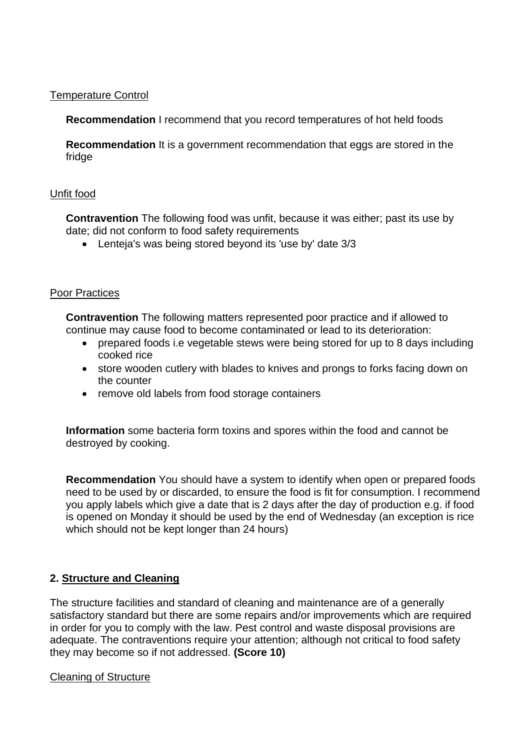Temperature Control

**Recommendation** I recommend that you record temperatures of hot held foods

**Recommendation** It is a government recommendation that eggs are stored in the fridge

Unfit food

**Contravention** The following food was unfit, because it was either; past its use by date; did not conform to food safety requirements

- Lenteja's was being stored beyond its 'use by' date 3/3

Poor Practices

**Contravention** The following matters represented poor practice and if allowed to continue may cause food to become contaminated or lead to its deterioration:

- prepared foods i.e vegetable stews were being stored for up to 8 days including cooked rice
- store wooden cutlery with blades to knives and prongs to forks facing down on the counter
- remove old labels from food storage containers

**Information** some bacteria form toxins and spores within the food and cannot be destroyed by cooking.

**Recommendation** You should have a system to identify when open or prepared foods need to be used by or discarded, to ensure the food is fit for consumption. I recommend you apply labels which give a date that is 2 days after the day of production e.g. if food is opened on Monday it should be used by the end of Wednesday (an exception is rice which should not be kept longer than 24 hours)

## 2. Structure and Cleaning

The structure facilities and standard of cleaning and maintenance are of a generally satisfactory standard but there are some repairs and/or improvements which are required in order for you to comply with the law. Pest control and waste disposal provisions are adequate. The contraventions require your attention; although not critical to food safety they may become so if not addressed. **(Score 10)**

Cleaning of Structure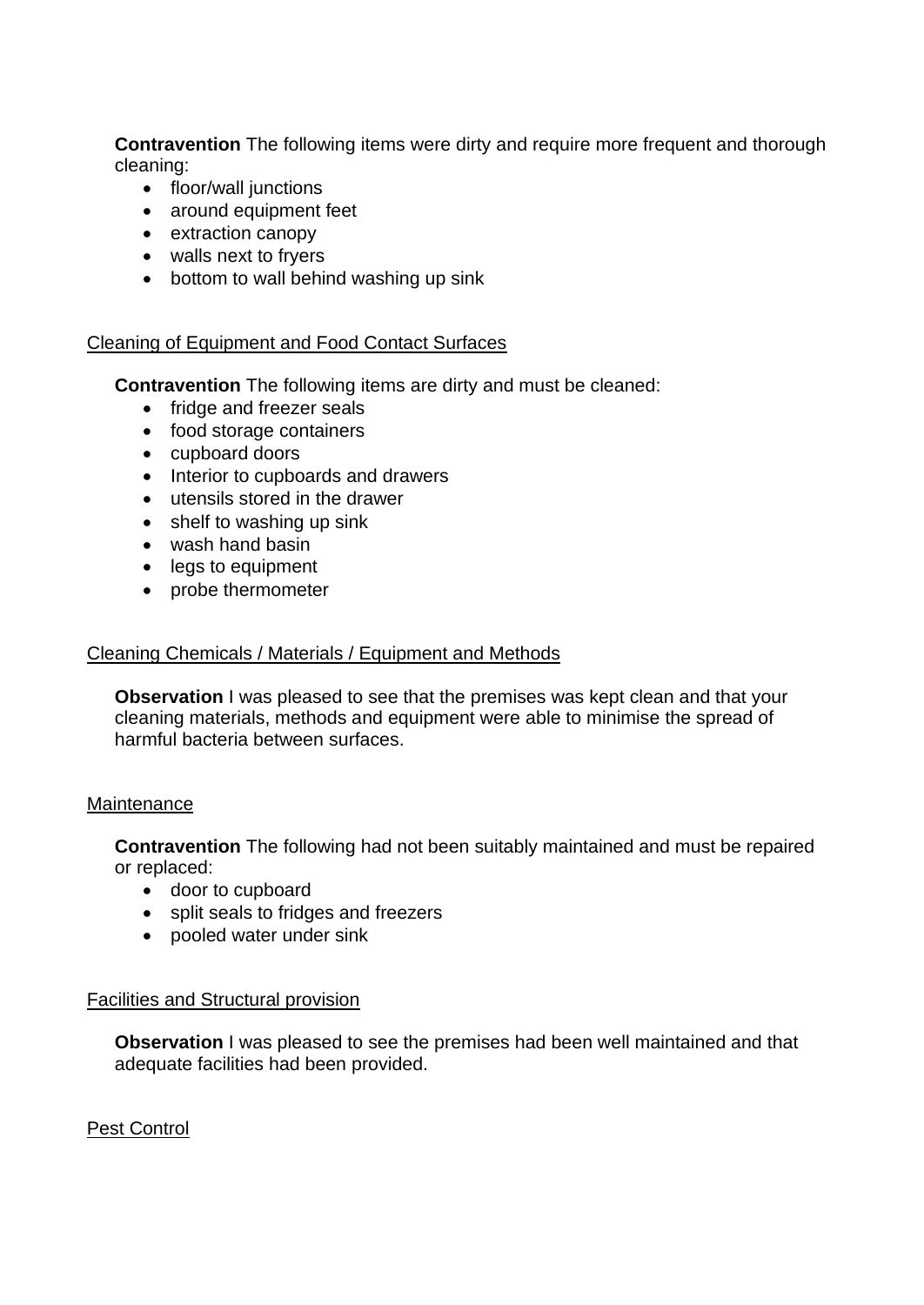**Contravention** The following items were dirty and require more frequent and thorough cleaning:

- floor/wall junctions
- around equipment feet
- extraction canopy
- walls next to fryers
- bottom to wall behind washing up sink

Cleaning of Equipment and Food Contact Surfaces

**Contravention** The following items are dirty and must be cleaned:

- fridge and freezer seals
- food storage containers
- cupboard doors
- Interior to cupboards and drawers
- utensils stored in the drawer
- shelf to washing up sink
- wash hand basin
- legs to equipment
- probe thermometer

Cleaning Chemicals / Materials / Equipment and Methods

**Observation** I was pleased to see that the premises was kept clean and that your cleaning materials, methods and equipment were able to minimise the spread of harmful bacteria between surfaces.

Maintenance

**Contravention** The following had not been suitably maintained and must be repaired or replaced:

- door to cupboard
- split seals to fridges and freezers
- pooled water under sink

Facilities and Structural provision

**Observation** I was pleased to see the premises had been well maintained and that adequate facilities had been provided.

Pest Control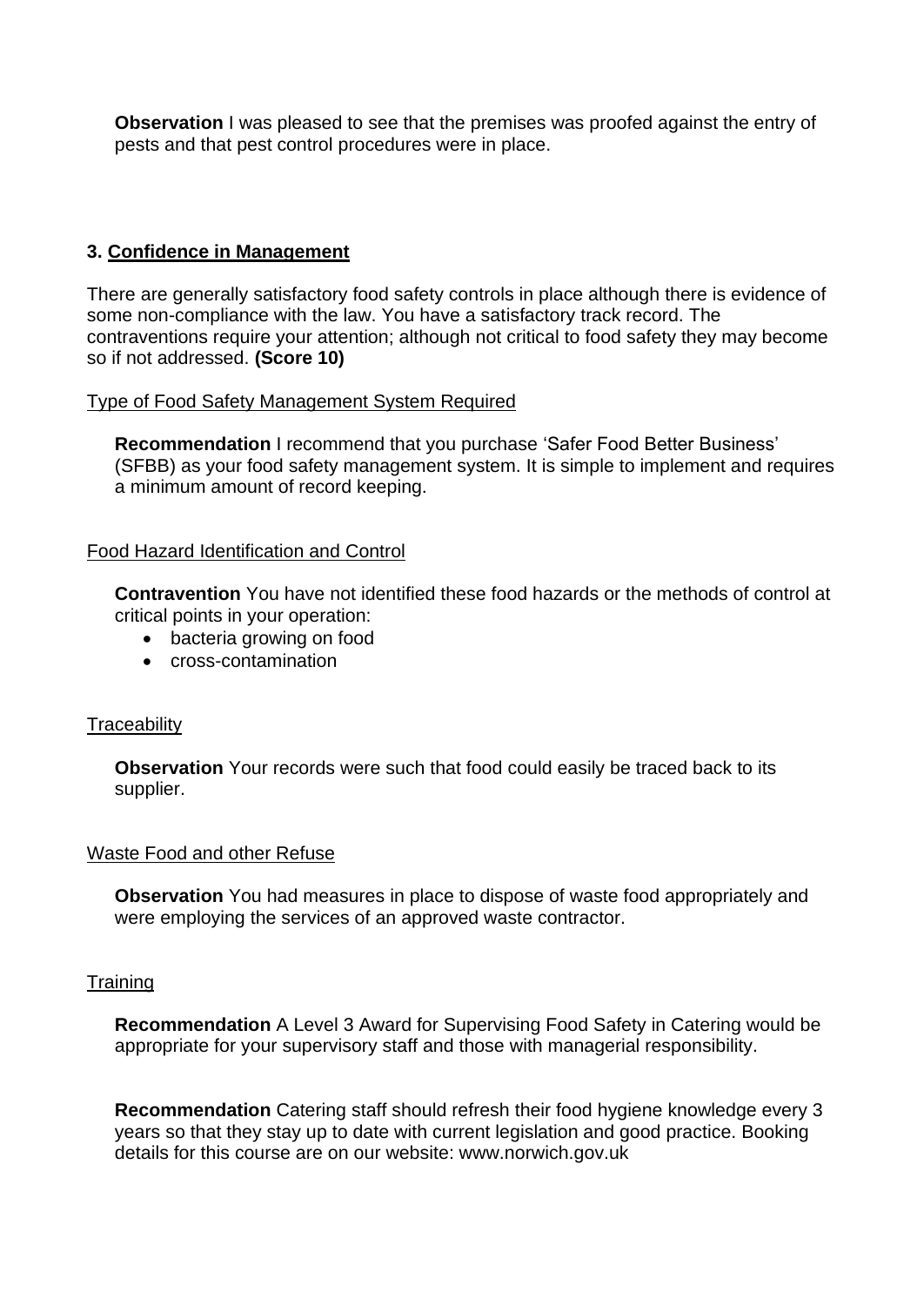**Observation** I was pleased to see that the premises was proofed against the entry of pests and that pest control procedures were in place.

### 3. Confidence in Management

There are generally satisfactory food safety controls in place although there is evidence of some non-compliance with the law. You have a satisfactory track record. The contraventions require your attention; although not critical to food safety they may become so if not addressed. **(Score 10)**

Type of Food Safety Management System Required

**Recommendation** I recommend that you purchase 'Safer Food Better Business' (SFBB) as your food safety management system. It is simple to implement and requires a minimum amount of record keeping.

Food Hazard Identification and Control

**Contravention** You have not identified these food hazards or the methods of control at critical points in your operation:

- bacteria growing on food
- cross-contamination

Traceability

**Observation** Your records were such that food could easily be traced back to its supplier.

Waste Food and other Refuse

**Observation** You had measures in place to dispose of waste food appropriately and were employing the services of an approved waste contractor.

Training

**Recommendation** A Level 3 Award for Supervising Food Safety in Catering would be appropriate for your supervisory staff and those with managerial responsibility.

**Recommendation** Catering staff should refresh their food hygiene knowledge every 3 years so that they stay up to date with current legislation and good practice. Booking details for this course are on our website: www.norwich.gov.uk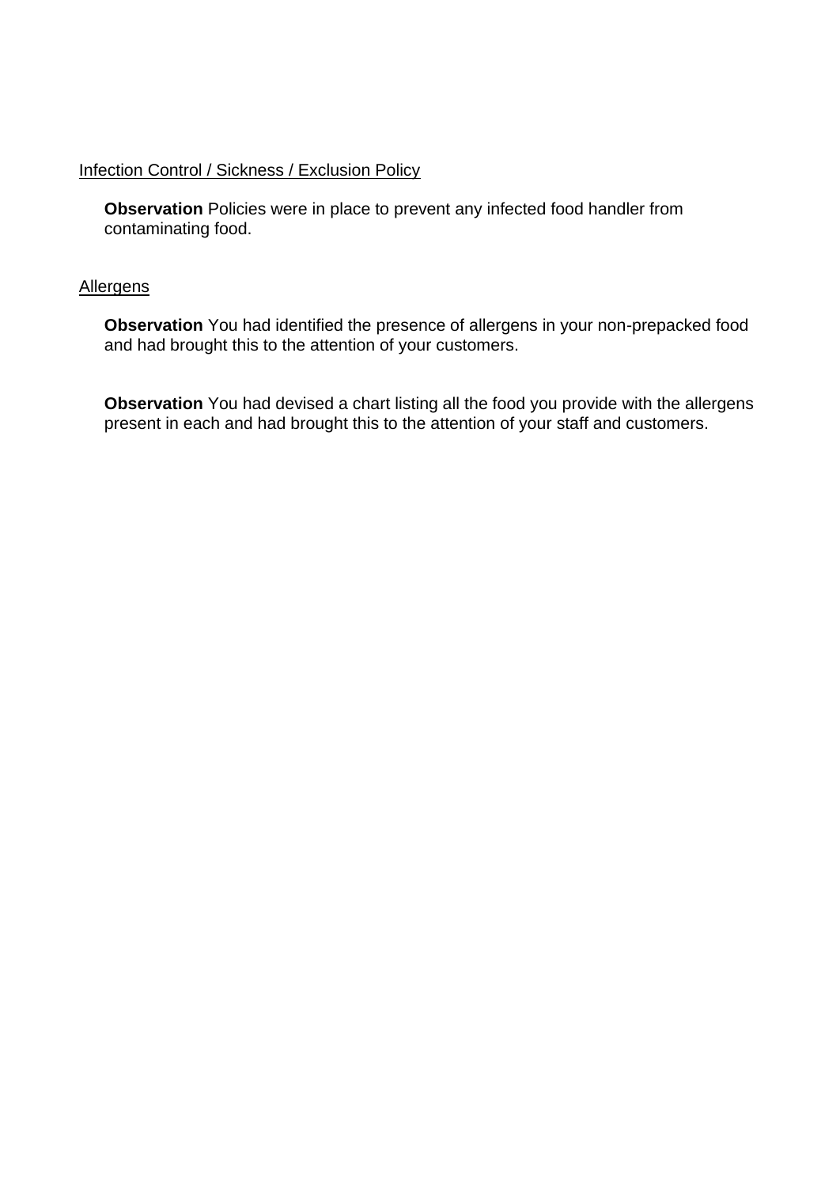Infection Control / Sickness / Exclusion Policy

**Observation** Policies were in place to prevent any infected food handler from contaminating food.

Allergens

**Observation** You had identified the presence of allergens in your non-prepacked food and had brought this to the attention of your customers.

**Observation** You had devised a chart listing all the food you provide with the allergens present in each and had brought this to the attention of your staff and customers.